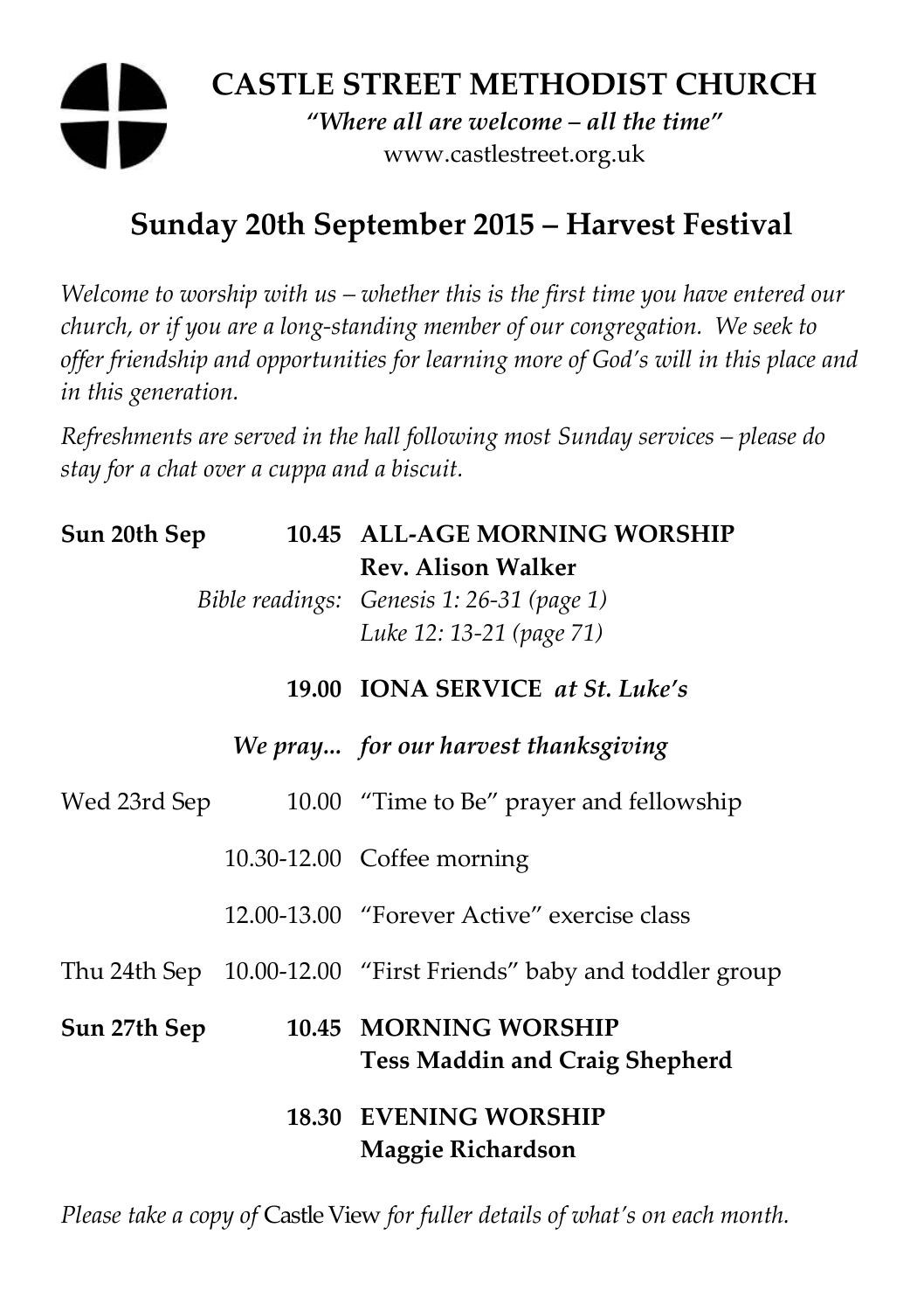# CASTLE STREET METHODIST CHURCH

*"Where all are welcome – all the time"*

www.castlestreet.org.uk

## Sunday 20th September 2015 – Harvest Festival

*Welcome to worship with us – whether this is the first time you have entered our church, or if you are a long-standing member of our congregation. We seek to offer friendship and opportunities for learning more of God's will in this place and in this generation.*

*Refreshments are served in the hall following most Sunday services – please do stay for a chat over a cuppa and a biscuit.*

| | | |
|---|---|---|
| **Sun 20th Sep** | **10.45** | **ALL-AGE MORNING WORSHIP**<br>**Rev. Alison Walker** |
| | *Bible readings:* | *Genesis 1: 26-31 (page 1)*<br>*Luke 12: 13-21 (page 71)* |
| | **19.00** | **IONA SERVICE** ***at St. Luke's*** |
| | ***We pray...*** | ***for our harvest thanksgiving*** |
| Wed 23rd Sep | 10.00 | "Time to Be" prayer and fellowship |
| | 10.30-12.00 | Coffee morning |
| | 12.00-13.00 | "Forever Active" exercise class |
| Thu 24th Sep | 10.00-12.00 | "First Friends" baby and toddler group |
| **Sun 27th Sep** | **10.45** | **MORNING WORSHIP**<br>**Tess Maddin and Craig Shepherd** |
| | **18.30** | **EVENING WORSHIP**<br>**Maggie Richardson** |

*Please take a copy of* Castle View *for fuller details of what's on each month.*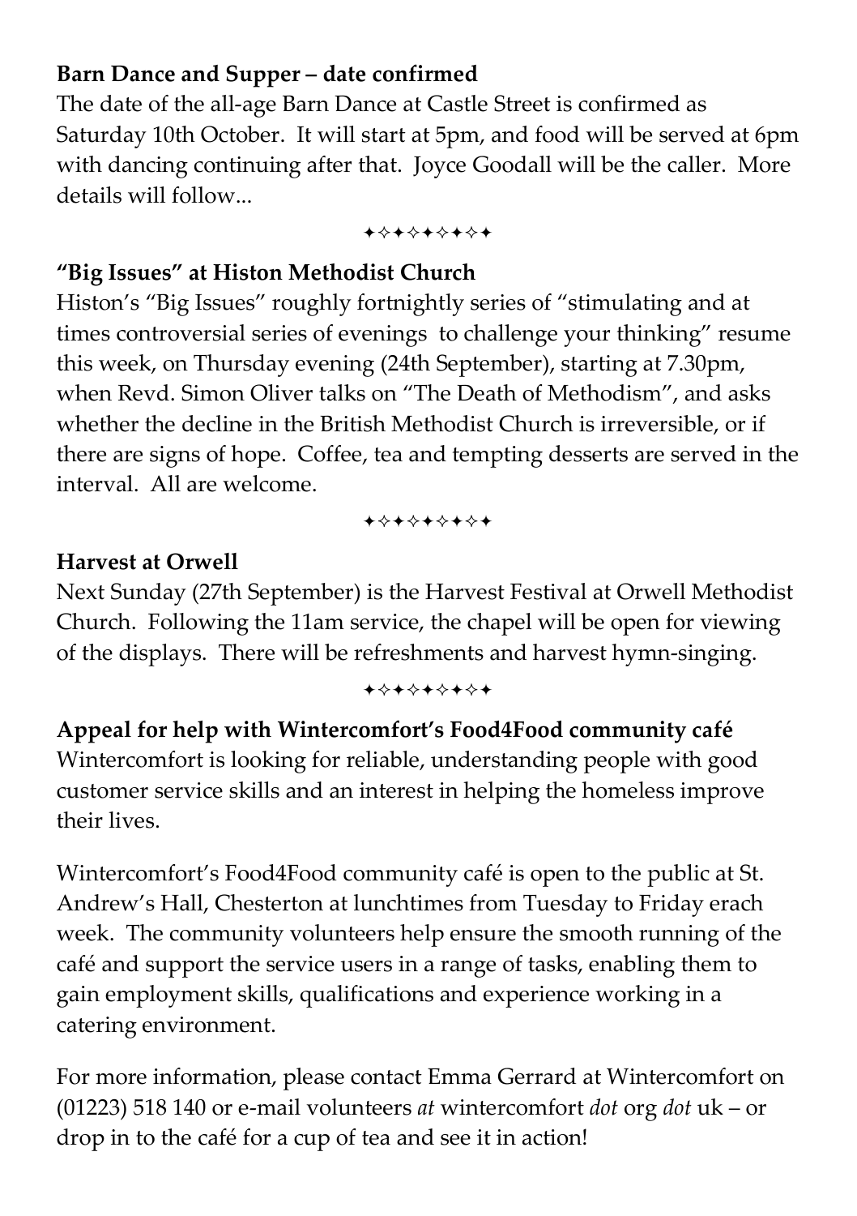**Barn Dance and Supper – date confirmed**

The date of the all-age Barn Dance at Castle Street is confirmed as Saturday 10th October. It will start at 5pm, and food will be served at 6pm with dancing continuing after that. Joyce Goodall will be the caller. More details will follow...

✦✧✦✧✦✧✦✧✦

**"Big Issues" at Histon Methodist Church**

Histon's "Big Issues" roughly fortnightly series of "stimulating and at times controversial series of evenings to challenge your thinking" resume this week, on Thursday evening (24th September), starting at 7.30pm, when Revd. Simon Oliver talks on "The Death of Methodism", and asks whether the decline in the British Methodist Church is irreversible, or if there are signs of hope. Coffee, tea and tempting desserts are served in the interval. All are welcome.

✦✧✦✧✦✧✦✧✦

**Harvest at Orwell**

Next Sunday (27th September) is the Harvest Festival at Orwell Methodist Church. Following the 11am service, the chapel will be open for viewing of the displays. There will be refreshments and harvest hymn-singing.

✦✧✦✧✦✧✦✧✦

**Appeal for help with Wintercomfort's Food4Food community café**

Wintercomfort is looking for reliable, understanding people with good customer service skills and an interest in helping the homeless improve their lives.

Wintercomfort's Food4Food community café is open to the public at St. Andrew's Hall, Chesterton at lunchtimes from Tuesday to Friday erach week. The community volunteers help ensure the smooth running of the café and support the service users in a range of tasks, enabling them to gain employment skills, qualifications and experience working in a catering environment.

For more information, please contact Emma Gerrard at Wintercomfort on (01223) 518 140 or e-mail volunteers *at* wintercomfort *dot* org *dot* uk – or drop in to the café for a cup of tea and see it in action!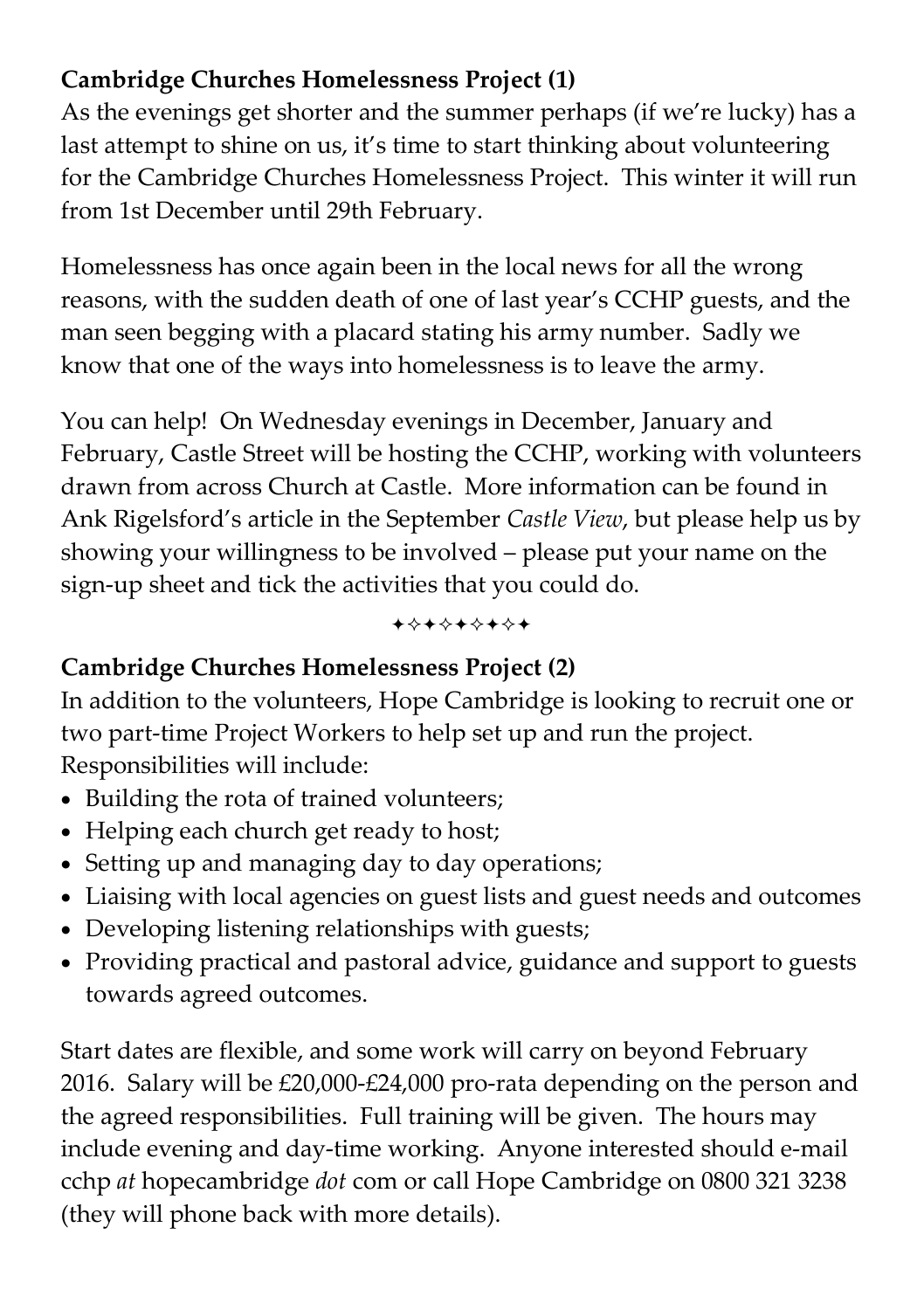**Cambridge Churches Homelessness Project (1)**

As the evenings get shorter and the summer perhaps (if we're lucky) has a last attempt to shine on us, it's time to start thinking about volunteering for the Cambridge Churches Homelessness Project. This winter it will run from 1st December until 29th February.

Homelessness has once again been in the local news for all the wrong reasons, with the sudden death of one of last year's CCHP guests, and the man seen begging with a placard stating his army number. Sadly we know that one of the ways into homelessness is to leave the army.

You can help! On Wednesday evenings in December, January and February, Castle Street will be hosting the CCHP, working with volunteers drawn from across Church at Castle. More information can be found in Ank Rigelsford's article in the September *Castle View*, but please help us by showing your willingness to be involved – please put your name on the sign-up sheet and tick the activities that you could do.

✦✧✦✧✦✧✦✧✦

**Cambridge Churches Homelessness Project (2)**

In addition to the volunteers, Hope Cambridge is looking to recruit one or two part-time Project Workers to help set up and run the project. Responsibilities will include:

- Building the rota of trained volunteers;
- Helping each church get ready to host;
- Setting up and managing day to day operations;
- Liaising with local agencies on guest lists and guest needs and outcomes
- Developing listening relationships with guests;
- Providing practical and pastoral advice, guidance and support to guests towards agreed outcomes.

Start dates are flexible, and some work will carry on beyond February 2016. Salary will be £20,000-£24,000 pro-rata depending on the person and the agreed responsibilities. Full training will be given. The hours may include evening and day-time working. Anyone interested should e-mail cchp *at* hopecambridge *dot* com or call Hope Cambridge on 0800 321 3238 (they will phone back with more details).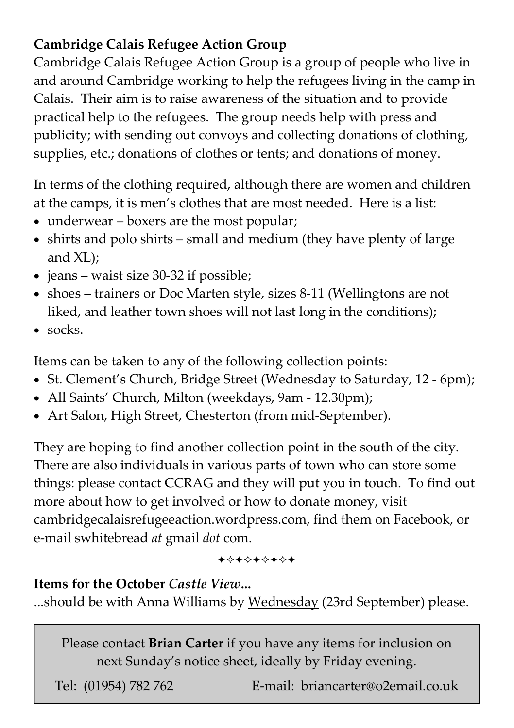**Cambridge Calais Refugee Action Group**

Cambridge Calais Refugee Action Group is a group of people who live in and around Cambridge working to help the refugees living in the camp in Calais. Their aim is to raise awareness of the situation and to provide practical help to the refugees. The group needs help with press and publicity; with sending out convoys and collecting donations of clothing, supplies, etc.; donations of clothes or tents; and donations of money.

In terms of the clothing required, although there are women and children at the camps, it is men's clothes that are most needed. Here is a list:

- underwear – boxers are the most popular;
- shirts and polo shirts – small and medium (they have plenty of large and XL);
- jeans – waist size 30-32 if possible;
- shoes – trainers or Doc Marten style, sizes 8-11 (Wellingtons are not liked, and leather town shoes will not last long in the conditions);
- socks.

Items can be taken to any of the following collection points:

- St. Clement's Church, Bridge Street (Wednesday to Saturday, 12 - 6pm);
- All Saints' Church, Milton (weekdays, 9am - 12.30pm);
- Art Salon, High Street, Chesterton (from mid-September).

They are hoping to find another collection point in the south of the city. There are also individuals in various parts of town who can store some things: please contact CCRAG and they will put you in touch. To find out more about how to get involved or how to donate money, visit cambridgecalaisrefugeeaction.wordpress.com, find them on Facebook, or e-mail swhitebread *at* gmail *dot* com.

✦✧✦✧✦✧✦✧✦

**Items for the October *Castle View*...**

...should be with Anna Williams by Wednesday (23rd September) please.

Please contact **Brian Carter** if you have any items for inclusion on next Sunday's notice sheet, ideally by Friday evening.

Tel: (01954) 782 762 E-mail: briancarter@o2email.co.uk